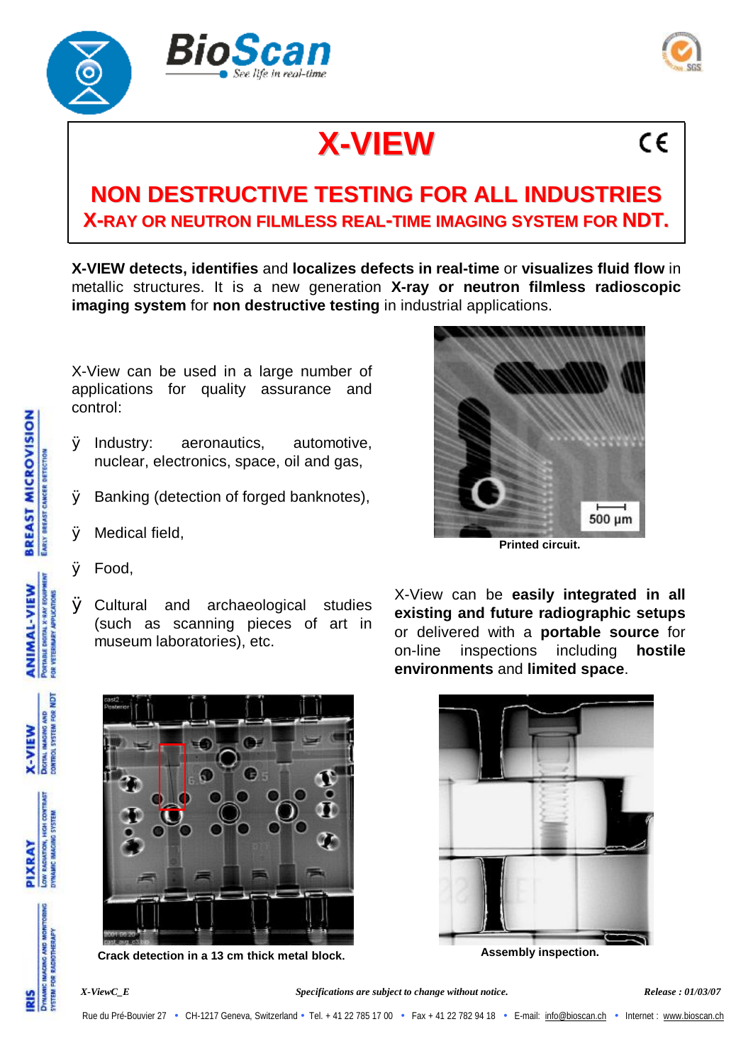# X-VIEW

## NON DESTRUCTIVE TESTING FOR ALL INDUSTRIES

### X-RAY OR NEUTRON FILMLESS REAL-TIME IMAGING SYSTEM FOR NDT.

**X-VIEW detects, identifies** and **localizes defects in real-time** or **visualizes fluid flow** in metallic structures. It is a new generation **X-ray or neutron filmless radioscopic imaging system** for **non destructive testing** in industrial applications.

X-View can be used in a large number of applications for quality assurance and control:

- Industry: aeronautics, automotive, nuclear, electronics, space, oil and gas,
- Banking (detection of forged banknotes),
- Medical field,
- Food,
- Cultural and archaeological studies (such as scanning pieces of art in museum laboratories), etc.

500 µm

**Printed circuit.**

X-View can be **easily integrated in all existing and future radiographic setups** or delivered with a **portable source** for on-line inspections including **hostile environments** and **limited space**.

**Crack detection in a 13 cm thick metal block.**

**Assembly inspection.**

*X-ViewC_E* *Specifications are subject to change without notice.* *Release : 01/03/07*

Rue du Pré-Bouvier 27 • CH-1217 Geneva, Switzerland • Tel. + 41 22 785 17 00 • Fax + 41 22 782 94 18 • E-mail: info@bioscan.ch • Internet : www.bioscan.ch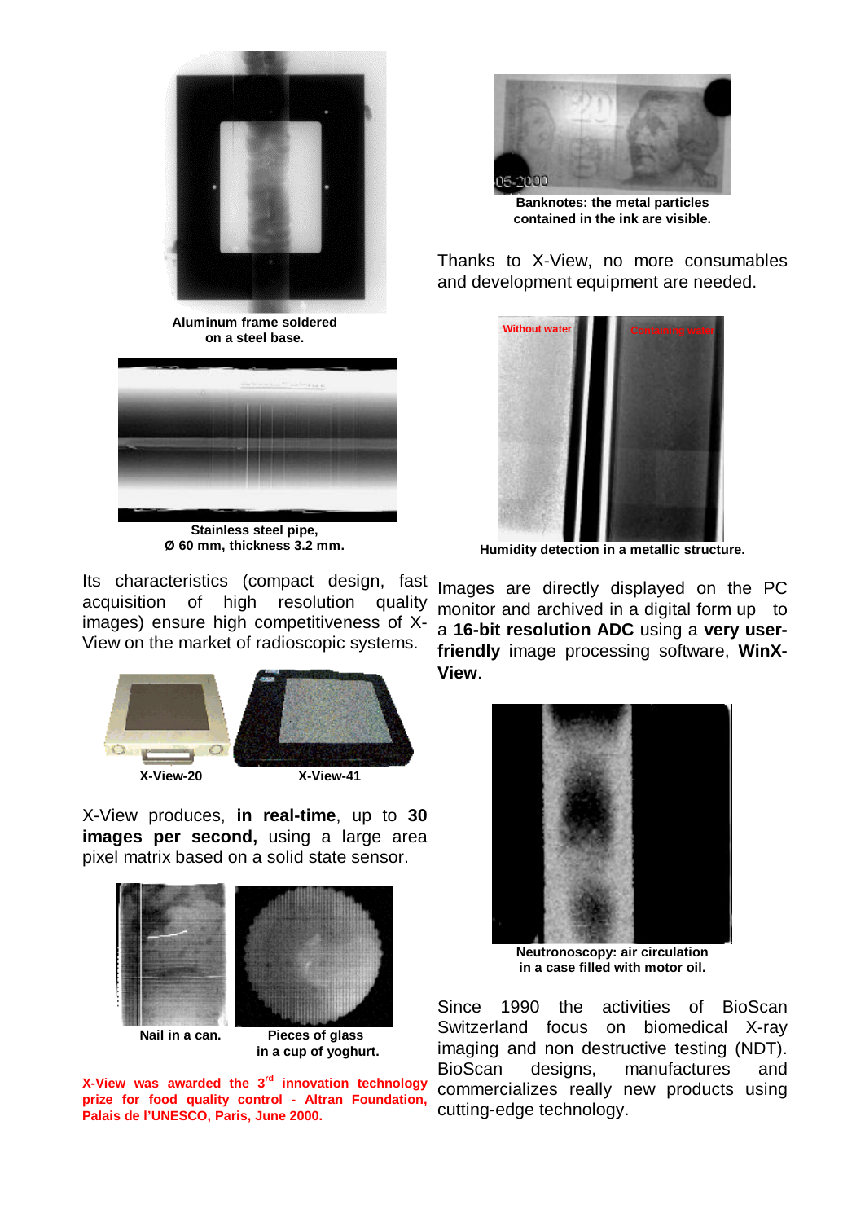Aluminum frame soldered on a steel base.

Stainless steel pipe, Ø 60 mm, thickness 3.2 mm.

Its characteristics (compact design, fast acquisition of high resolution quality images) ensure high competitiveness of X-View on the market of radioscopic systems.

X-View-20

X-View-41

X-View produces, **in real-time**, up to **30 images per second,** using a large area pixel matrix based on a solid state sensor.

Nail in a can.

Pieces of glass in a cup of yoghurt.

**X-View was awarded the 3rd innovation technology prize for food quality control - Altran Foundation, Palais de l'UNESCO, Paris, June 2000.**

Banknotes: the metal particles contained in the ink are visible.

Thanks to X-View, no more consumables and development equipment are needed.

Without water

Containing water

Humidity detection in a metallic structure.

Images are directly displayed on the PC monitor and archived in a digital form up to a **16-bit resolution ADC** using a **very user-friendly** image processing software, **WinX-View**.

Neutronoscopy: air circulation in a case filled with motor oil.

Since 1990 the activities of BioScan Switzerland focus on biomedical X-ray imaging and non destructive testing (NDT). BioScan designs, manufactures and commercializes really new products using cutting-edge technology.